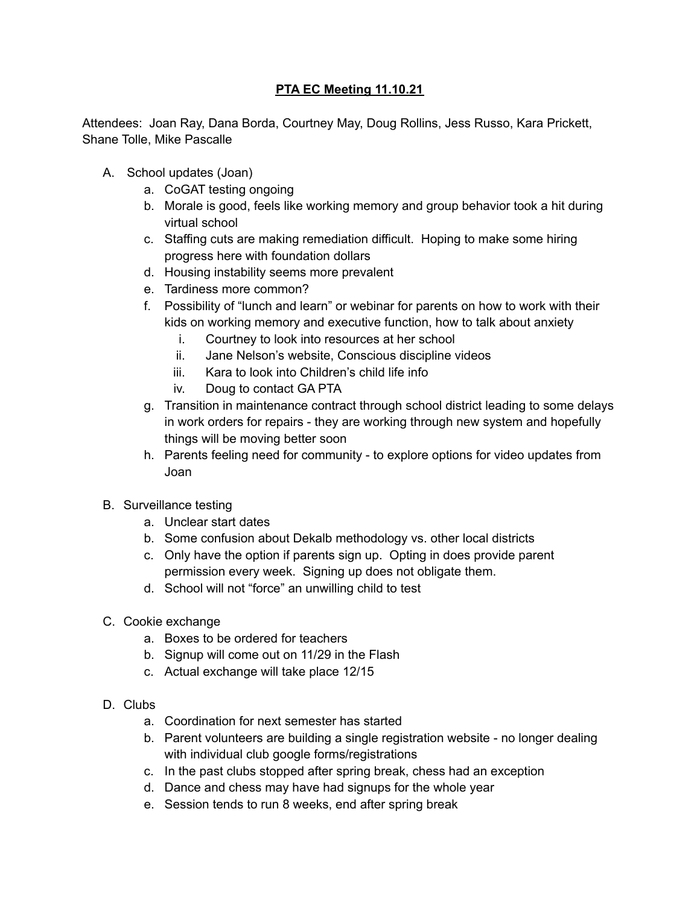# **PTA EC Meeting 11.10.21**

Attendees: Joan Ray, Dana Borda, Courtney May, Doug Rollins, Jess Russo, Kara Prickett, Shane Tolle, Mike Pascalle

A. School updates (Joan)
   a. CoGAT testing ongoing
   b. Morale is good, feels like working memory and group behavior took a hit during virtual school
   c. Staffing cuts are making remediation difficult. Hoping to make some hiring progress here with foundation dollars
   d. Housing instability seems more prevalent
   e. Tardiness more common?
   f. Possibility of "lunch and learn" or webinar for parents on how to work with their kids on working memory and executive function, how to talk about anxiety
      i. Courtney to look into resources at her school
      ii. Jane Nelson's website, Conscious discipline videos
      iii. Kara to look into Children's child life info
      iv. Doug to contact GA PTA
   g. Transition in maintenance contract through school district leading to some delays in work orders for repairs - they are working through new system and hopefully things will be moving better soon
   h. Parents feeling need for community - to explore options for video updates from Joan

B. Surveillance testing
   a. Unclear start dates
   b. Some confusion about Dekalb methodology vs. other local districts
   c. Only have the option if parents sign up. Opting in does provide parent permission every week. Signing up does not obligate them.
   d. School will not "force" an unwilling child to test

C. Cookie exchange
   a. Boxes to be ordered for teachers
   b. Signup will come out on 11/29 in the Flash
   c. Actual exchange will take place 12/15

D. Clubs
   a. Coordination for next semester has started
   b. Parent volunteers are building a single registration website - no longer dealing with individual club google forms/registrations
   c. In the past clubs stopped after spring break, chess had an exception
   d. Dance and chess may have had signups for the whole year
   e. Session tends to run 8 weeks, end after spring break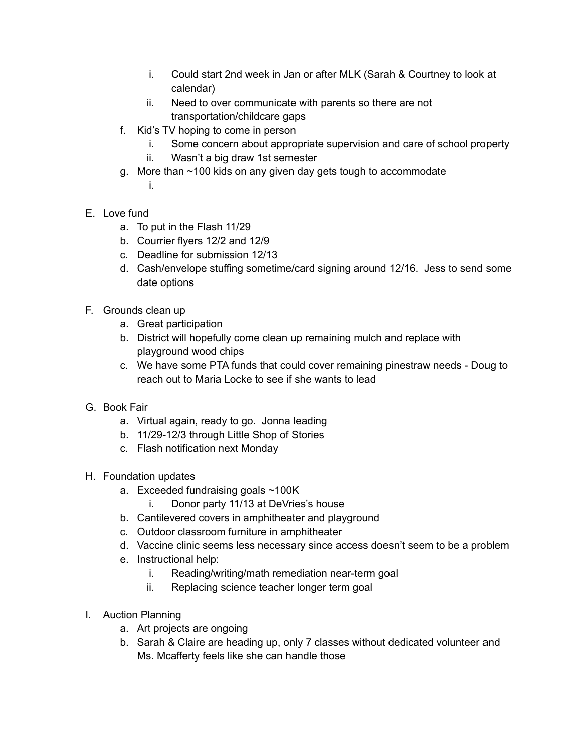i. Could start 2nd week in Jan or after MLK (Sarah & Courtney to look at calendar)
      ii. Need to over communicate with parents so there are not transportation/childcare gaps
   f. Kid's TV hoping to come in person
      i. Some concern about appropriate supervision and care of school property
      ii. Wasn't a big draw 1st semester
   g. More than ~100 kids on any given day gets tough to accommodate
      i.

E. Love fund
   a. To put in the Flash 11/29
   b. Courrier flyers 12/2 and 12/9
   c. Deadline for submission 12/13
   d. Cash/envelope stuffing sometime/card signing around 12/16. Jess to send some date options

F. Grounds clean up
   a. Great participation
   b. District will hopefully come clean up remaining mulch and replace with playground wood chips
   c. We have some PTA funds that could cover remaining pinestraw needs - Doug to reach out to Maria Locke to see if she wants to lead

G. Book Fair
   a. Virtual again, ready to go. Jonna leading
   b. 11/29-12/3 through Little Shop of Stories
   c. Flash notification next Monday

H. Foundation updates
   a. Exceeded fundraising goals ~100K
      i. Donor party 11/13 at DeVries's house
   b. Cantilevered covers in amphitheater and playground
   c. Outdoor classroom furniture in amphitheater
   d. Vaccine clinic seems less necessary since access doesn't seem to be a problem
   e. Instructional help:
      i. Reading/writing/math remediation near-term goal
      ii. Replacing science teacher longer term goal

I. Auction Planning
   a. Art projects are ongoing
   b. Sarah & Claire are heading up, only 7 classes without dedicated volunteer and Ms. Mcafferty feels like she can handle those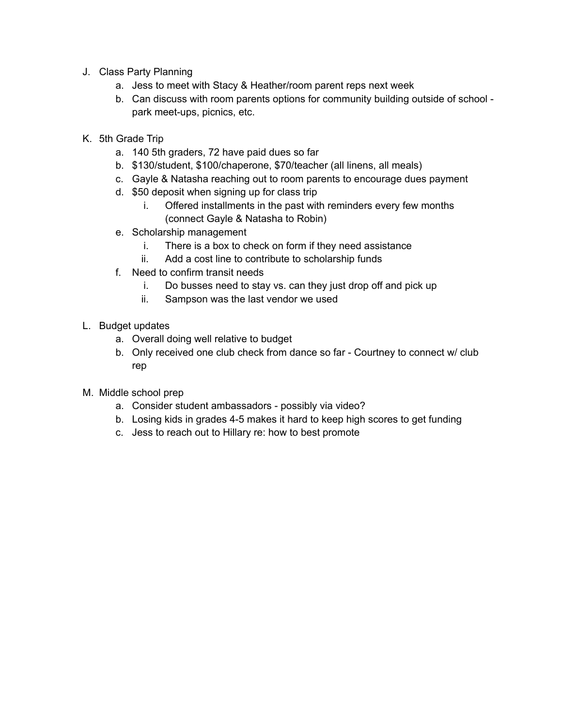J. Class Party Planning
    a. Jess to meet with Stacy & Heather/room parent reps next week
    b. Can discuss with room parents options for community building outside of school - park meet-ups, picnics, etc.

K. 5th Grade Trip
    a. 140 5th graders, 72 have paid dues so far
    b. $130/student, $100/chaperone, $70/teacher (all linens, all meals)
    c. Gayle & Natasha reaching out to room parents to encourage dues payment
    d. $50 deposit when signing up for class trip
        i. Offered installments in the past with reminders every few months (connect Gayle & Natasha to Robin)
    e. Scholarship management
        i. There is a box to check on form if they need assistance
        ii. Add a cost line to contribute to scholarship funds
    f. Need to confirm transit needs
        i. Do busses need to stay vs. can they just drop off and pick up
        ii. Sampson was the last vendor we used

L. Budget updates
    a. Overall doing well relative to budget
    b. Only received one club check from dance so far - Courtney to connect w/ club rep

M. Middle school prep
    a. Consider student ambassadors - possibly via video?
    b. Losing kids in grades 4-5 makes it hard to keep high scores to get funding
    c. Jess to reach out to Hillary re: how to best promote